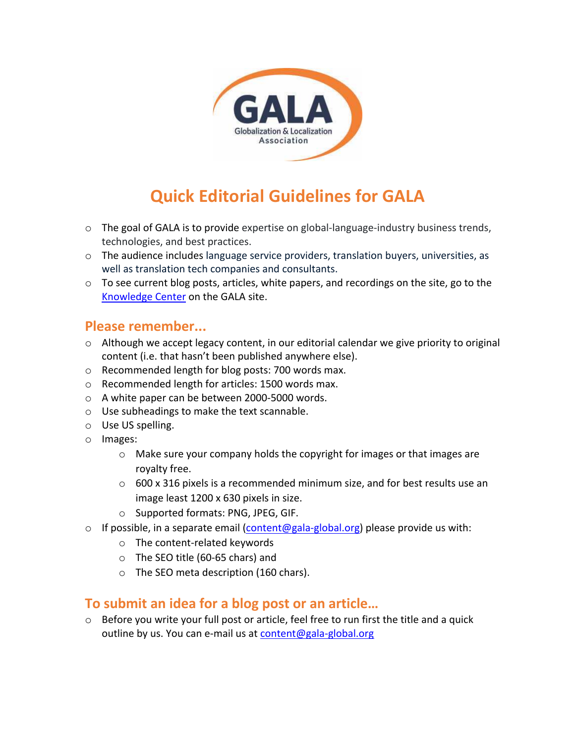GALA
Globalization & Localization Association

# Quick Editorial Guidelines for GALA

- The goal of GALA is to provide expertise on global-language-industry business trends, technologies, and best practices.
- The audience includes language service providers, translation buyers, universities, as well as translation tech companies and consultants.
- To see current blog posts, articles, white papers, and recordings on the site, go to the [Knowledge Center](Knowledge Center) on the GALA site.

## Please remember...

- Although we accept legacy content, in our editorial calendar we give priority to original content (i.e. that hasn't been published anywhere else).
- Recommended length for blog posts: 700 words max.
- Recommended length for articles: 1500 words max.
- A white paper can be between 2000-5000 words.
- Use subheadings to make the text scannable.
- Use US spelling.
- Images:
  - Make sure your company holds the copyright for images or that images are royalty free.
  - 600 x 316 pixels is a recommended minimum size, and for best results use an image least 1200 x 630 pixels in size.
  - Supported formats: PNG, JPEG, GIF.
- If possible, in a separate email (content@gala-global.org) please provide us with:
  - The content-related keywords
  - The SEO title (60-65 chars) and
  - The SEO meta description (160 chars).

## To submit an idea for a blog post or an article...

- Before you write your full post or article, feel free to run first the title and a quick outline by us. You can e-mail us at content@gala-global.org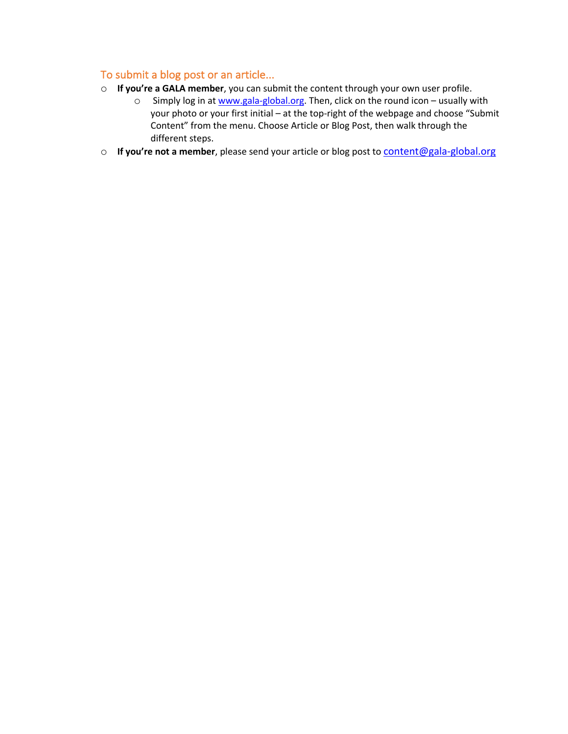## To submit a blog post or an article...

- **If you're a GALA member**, you can submit the content through your own user profile.
  - Simply log in at [www.gala-global.org](http://www.gala-global.org). Then, click on the round icon – usually with your photo or your first initial – at the top-right of the webpage and choose "Submit Content" from the menu. Choose Article or Blog Post, then walk through the different steps.
- **If you're not a member**, please send your article or blog post to [content@gala-global.org](mailto:content@gala-global.org)